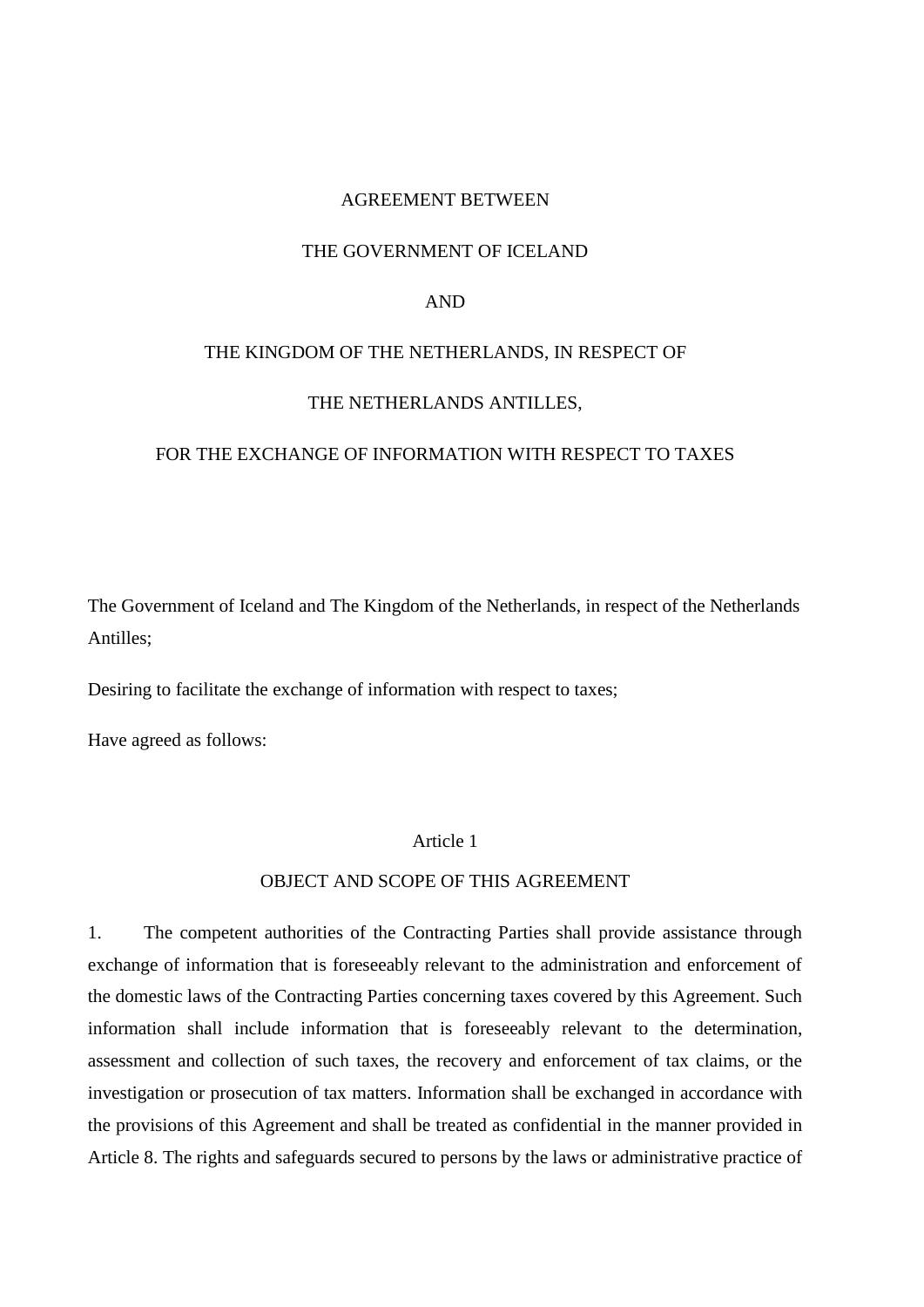# AGREEMENT BETWEEN

# THE GOVERNMENT OF ICELAND

# AND

# THE KINGDOM OF THE NETHERLANDS, IN RESPECT OF

# THE NETHERLANDS ANTILLES,

# FOR THE EXCHANGE OF INFORMATION WITH RESPECT TO TAXES

The Government of Iceland and The Kingdom of the Netherlands, in respect of the Netherlands Antilles;

Desiring to facilitate the exchange of information with respect to taxes;

Have agreed as follows:

## Article 1

## OBJECT AND SCOPE OF THIS AGREEMENT

1. The competent authorities of the Contracting Parties shall provide assistance through exchange of information that is foreseeably relevant to the administration and enforcement of the domestic laws of the Contracting Parties concerning taxes covered by this Agreement. Such information shall include information that is foreseeably relevant to the determination, assessment and collection of such taxes, the recovery and enforcement of tax claims, or the investigation or prosecution of tax matters. Information shall be exchanged in accordance with the provisions of this Agreement and shall be treated as confidential in the manner provided in Article 8. The rights and safeguards secured to persons by the laws or administrative practice of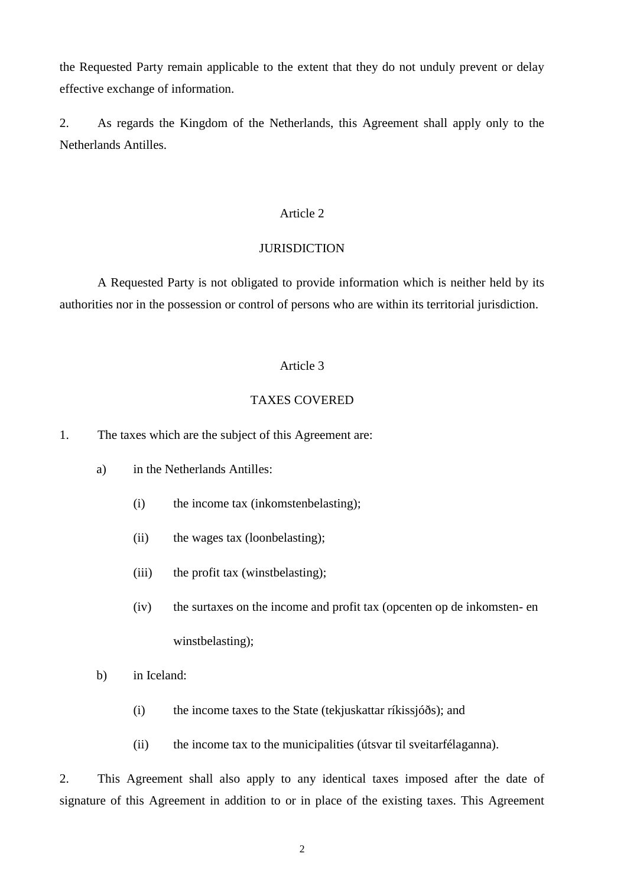the Requested Party remain applicable to the extent that they do not unduly prevent or delay effective exchange of information.

2. As regards the Kingdom of the Netherlands, this Agreement shall apply only to the Netherlands Antilles.

## Article 2

## JURISDICTION

A Requested Party is not obligated to provide information which is neither held by its authorities nor in the possession or control of persons who are within its territorial jurisdiction.

## Article 3

## TAXES COVERED

1. The taxes which are the subject of this Agreement are:

   a) in the Netherlands Antilles:

      (i) the income tax (inkomstenbelasting);

      (ii) the wages tax (loonbelasting);

      (iii) the profit tax (winstbelasting);

      (iv) the surtaxes on the income and profit tax (opcenten op de inkomsten- en winstbelasting);

   b) in Iceland:

      (i) the income taxes to the State (tekjuskattar ríkissjóðs); and

      (ii) the income tax to the municipalities (útsvar til sveitarfélaganna).

2. This Agreement shall also apply to any identical taxes imposed after the date of signature of this Agreement in addition to or in place of the existing taxes. This Agreement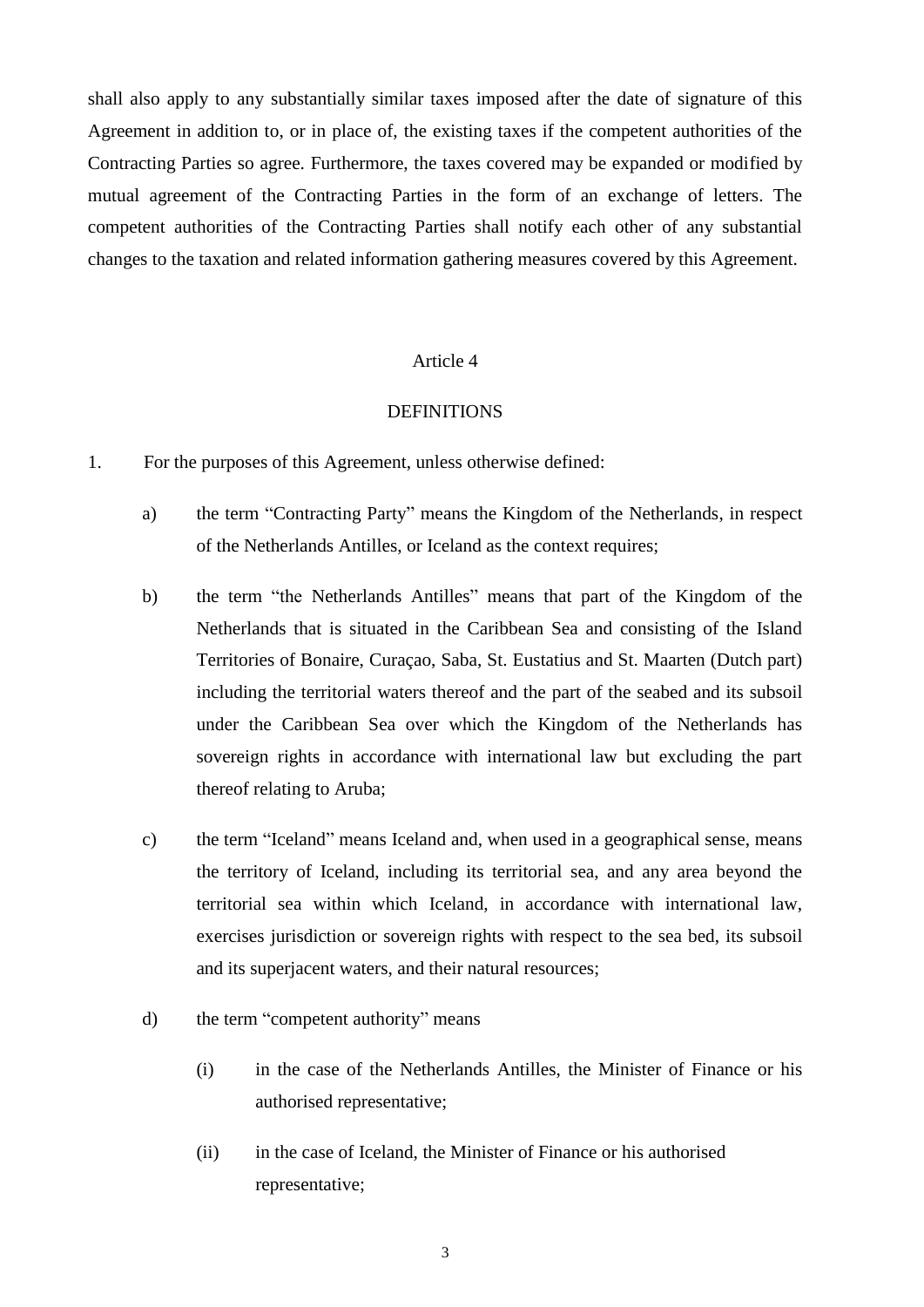shall also apply to any substantially similar taxes imposed after the date of signature of this Agreement in addition to, or in place of, the existing taxes if the competent authorities of the Contracting Parties so agree. Furthermore, the taxes covered may be expanded or modified by mutual agreement of the Contracting Parties in the form of an exchange of letters. The competent authorities of the Contracting Parties shall notify each other of any substantial changes to the taxation and related information gathering measures covered by this Agreement.

## Article 4

## DEFINITIONS

1. For the purposes of this Agreement, unless otherwise defined:

   a) the term “Contracting Party” means the Kingdom of the Netherlands, in respect of the Netherlands Antilles, or Iceland as the context requires;

   b) the term “the Netherlands Antilles” means that part of the Kingdom of the Netherlands that is situated in the Caribbean Sea and consisting of the Island Territories of Bonaire, Curaçao, Saba, St. Eustatius and St. Maarten (Dutch part) including the territorial waters thereof and the part of the seabed and its subsoil under the Caribbean Sea over which the Kingdom of the Netherlands has sovereign rights in accordance with international law but excluding the part thereof relating to Aruba;

   c) the term “Iceland” means Iceland and, when used in a geographical sense, means the territory of Iceland, including its territorial sea, and any area beyond the territorial sea within which Iceland, in accordance with international law, exercises jurisdiction or sovereign rights with respect to the sea bed, its subsoil and its superjacent waters, and their natural resources;

   d) the term “competent authority” means

      (i) in the case of the Netherlands Antilles, the Minister of Finance or his authorised representative;

      (ii) in the case of Iceland, the Minister of Finance or his authorised representative;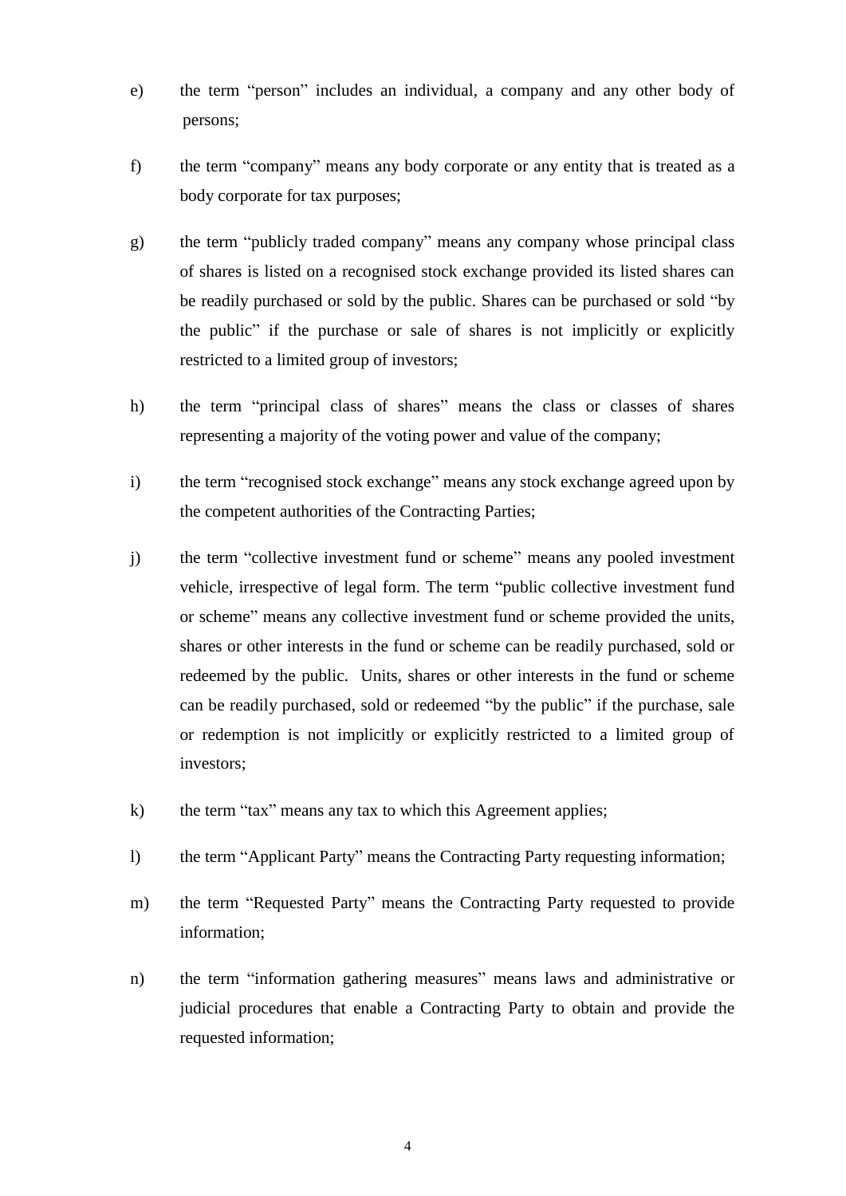e) the term "person" includes an individual, a company and any other body of persons;

f) the term "company" means any body corporate or any entity that is treated as a body corporate for tax purposes;

g) the term "publicly traded company" means any company whose principal class of shares is listed on a recognised stock exchange provided its listed shares can be readily purchased or sold by the public. Shares can be purchased or sold "by the public" if the purchase or sale of shares is not implicitly or explicitly restricted to a limited group of investors;

h) the term "principal class of shares" means the class or classes of shares representing a majority of the voting power and value of the company;

i) the term "recognised stock exchange" means any stock exchange agreed upon by the competent authorities of the Contracting Parties;

j) the term "collective investment fund or scheme" means any pooled investment vehicle, irrespective of legal form. The term "public collective investment fund or scheme" means any collective investment fund or scheme provided the units, shares or other interests in the fund or scheme can be readily purchased, sold or redeemed by the public. Units, shares or other interests in the fund or scheme can be readily purchased, sold or redeemed "by the public" if the purchase, sale or redemption is not implicitly or explicitly restricted to a limited group of investors;

k) the term "tax" means any tax to which this Agreement applies;

l) the term "Applicant Party" means the Contracting Party requesting information;

m) the term "Requested Party" means the Contracting Party requested to provide information;

n) the term "information gathering measures" means laws and administrative or judicial procedures that enable a Contracting Party to obtain and provide the requested information;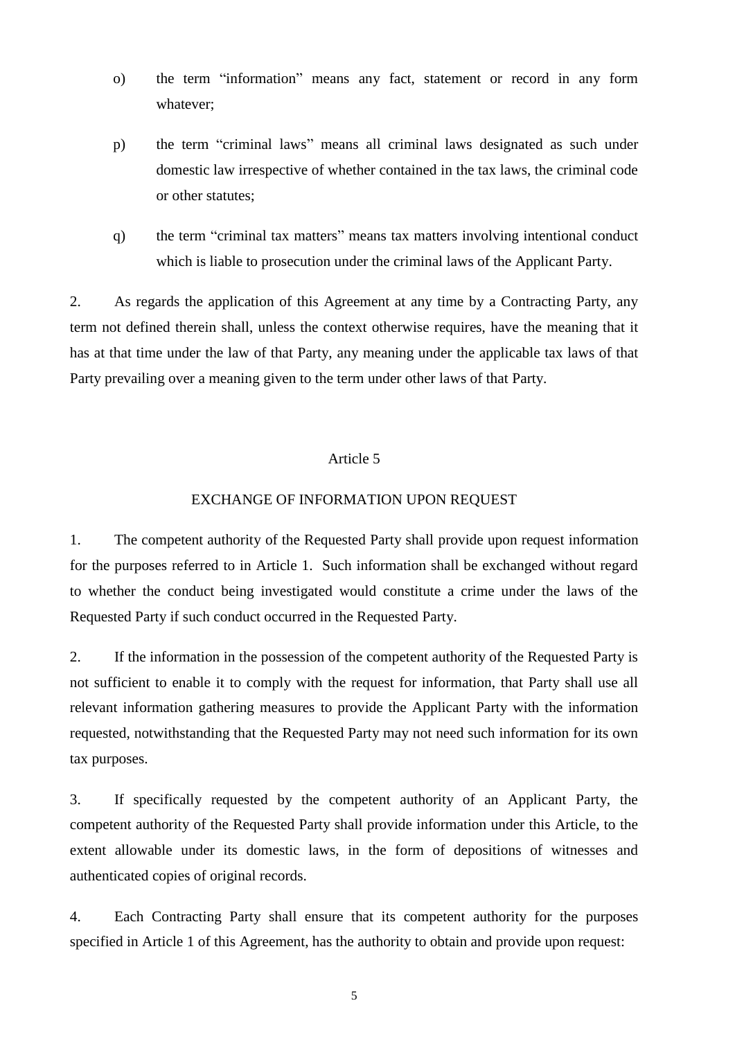o) the term “information” means any fact, statement or record in any form whatever;

p) the term “criminal laws” means all criminal laws designated as such under domestic law irrespective of whether contained in the tax laws, the criminal code or other statutes;

q) the term “criminal tax matters” means tax matters involving intentional conduct which is liable to prosecution under the criminal laws of the Applicant Party.

2. As regards the application of this Agreement at any time by a Contracting Party, any term not defined therein shall, unless the context otherwise requires, have the meaning that it has at that time under the law of that Party, any meaning under the applicable tax laws of that Party prevailing over a meaning given to the term under other laws of that Party.

## Article 5

## EXCHANGE OF INFORMATION UPON REQUEST

1. The competent authority of the Requested Party shall provide upon request information for the purposes referred to in Article 1. Such information shall be exchanged without regard to whether the conduct being investigated would constitute a crime under the laws of the Requested Party if such conduct occurred in the Requested Party.

2. If the information in the possession of the competent authority of the Requested Party is not sufficient to enable it to comply with the request for information, that Party shall use all relevant information gathering measures to provide the Applicant Party with the information requested, notwithstanding that the Requested Party may not need such information for its own tax purposes.

3. If specifically requested by the competent authority of an Applicant Party, the competent authority of the Requested Party shall provide information under this Article, to the extent allowable under its domestic laws, in the form of depositions of witnesses and authenticated copies of original records.

4. Each Contracting Party shall ensure that its competent authority for the purposes specified in Article 1 of this Agreement, has the authority to obtain and provide upon request: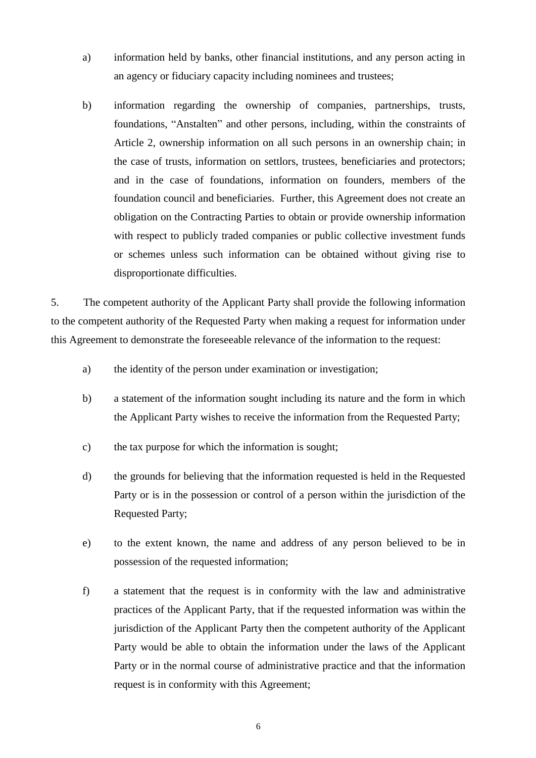a) information held by banks, other financial institutions, and any person acting in an agency or fiduciary capacity including nominees and trustees;

b) information regarding the ownership of companies, partnerships, trusts, foundations, "Anstalten" and other persons, including, within the constraints of Article 2, ownership information on all such persons in an ownership chain; in the case of trusts, information on settlors, trustees, beneficiaries and protectors; and in the case of foundations, information on founders, members of the foundation council and beneficiaries. Further, this Agreement does not create an obligation on the Contracting Parties to obtain or provide ownership information with respect to publicly traded companies or public collective investment funds or schemes unless such information can be obtained without giving rise to disproportionate difficulties.

5. The competent authority of the Applicant Party shall provide the following information to the competent authority of the Requested Party when making a request for information under this Agreement to demonstrate the foreseeable relevance of the information to the request:

a) the identity of the person under examination or investigation;

b) a statement of the information sought including its nature and the form in which the Applicant Party wishes to receive the information from the Requested Party;

c) the tax purpose for which the information is sought;

d) the grounds for believing that the information requested is held in the Requested Party or is in the possession or control of a person within the jurisdiction of the Requested Party;

e) to the extent known, the name and address of any person believed to be in possession of the requested information;

f) a statement that the request is in conformity with the law and administrative practices of the Applicant Party, that if the requested information was within the jurisdiction of the Applicant Party then the competent authority of the Applicant Party would be able to obtain the information under the laws of the Applicant Party or in the normal course of administrative practice and that the information request is in conformity with this Agreement;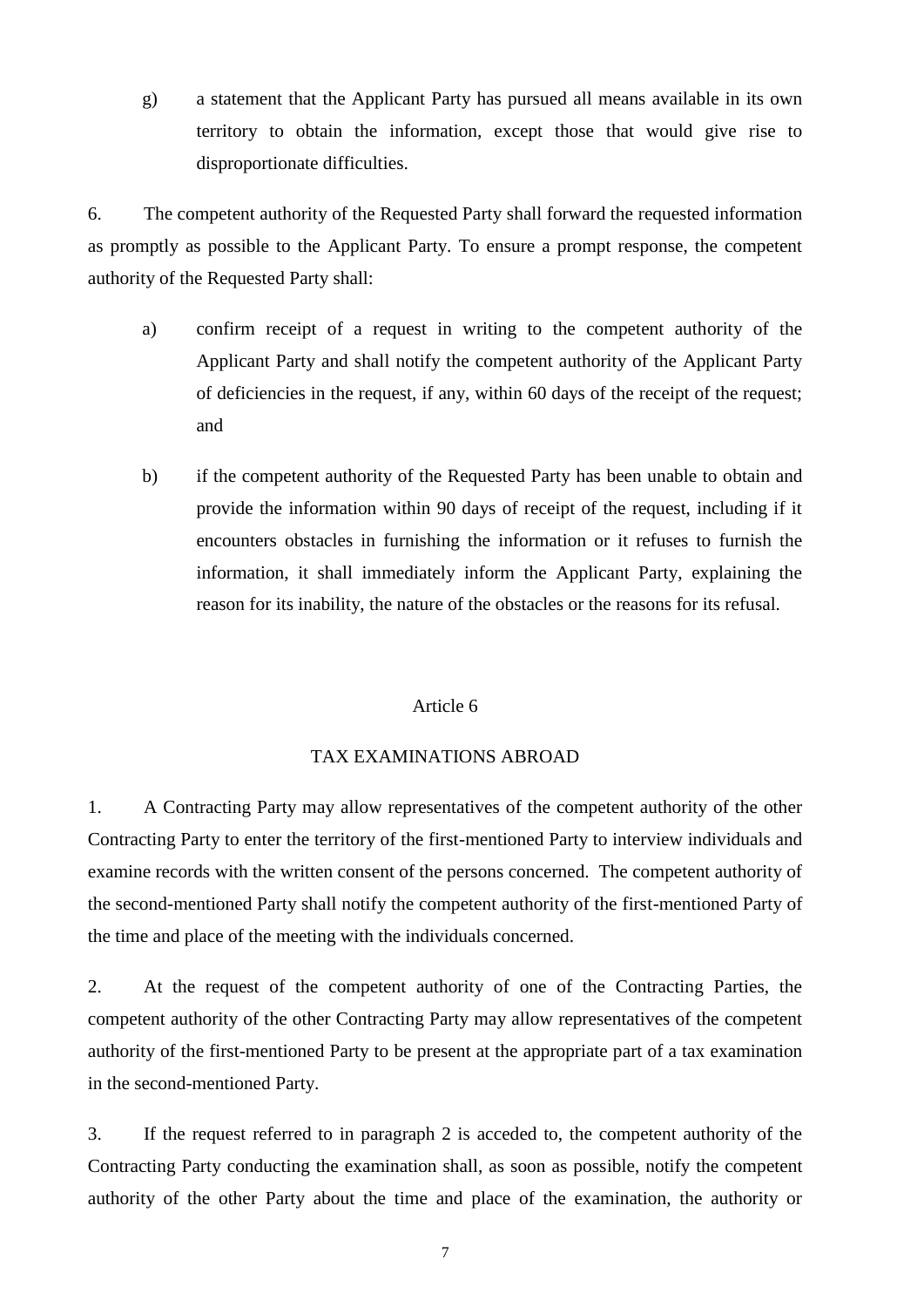g) a statement that the Applicant Party has pursued all means available in its own territory to obtain the information, except those that would give rise to disproportionate difficulties.

6. The competent authority of the Requested Party shall forward the requested information as promptly as possible to the Applicant Party. To ensure a prompt response, the competent authority of the Requested Party shall:

a) confirm receipt of a request in writing to the competent authority of the Applicant Party and shall notify the competent authority of the Applicant Party of deficiencies in the request, if any, within 60 days of the receipt of the request; and

b) if the competent authority of the Requested Party has been unable to obtain and provide the information within 90 days of receipt of the request, including if it encounters obstacles in furnishing the information or it refuses to furnish the information, it shall immediately inform the Applicant Party, explaining the reason for its inability, the nature of the obstacles or the reasons for its refusal.

## Article 6

## TAX EXAMINATIONS ABROAD

1. A Contracting Party may allow representatives of the competent authority of the other Contracting Party to enter the territory of the first-mentioned Party to interview individuals and examine records with the written consent of the persons concerned. The competent authority of the second-mentioned Party shall notify the competent authority of the first-mentioned Party of the time and place of the meeting with the individuals concerned.

2. At the request of the competent authority of one of the Contracting Parties, the competent authority of the other Contracting Party may allow representatives of the competent authority of the first-mentioned Party to be present at the appropriate part of a tax examination in the second-mentioned Party.

3. If the request referred to in paragraph 2 is acceded to, the competent authority of the Contracting Party conducting the examination shall, as soon as possible, notify the competent authority of the other Party about the time and place of the examination, the authority or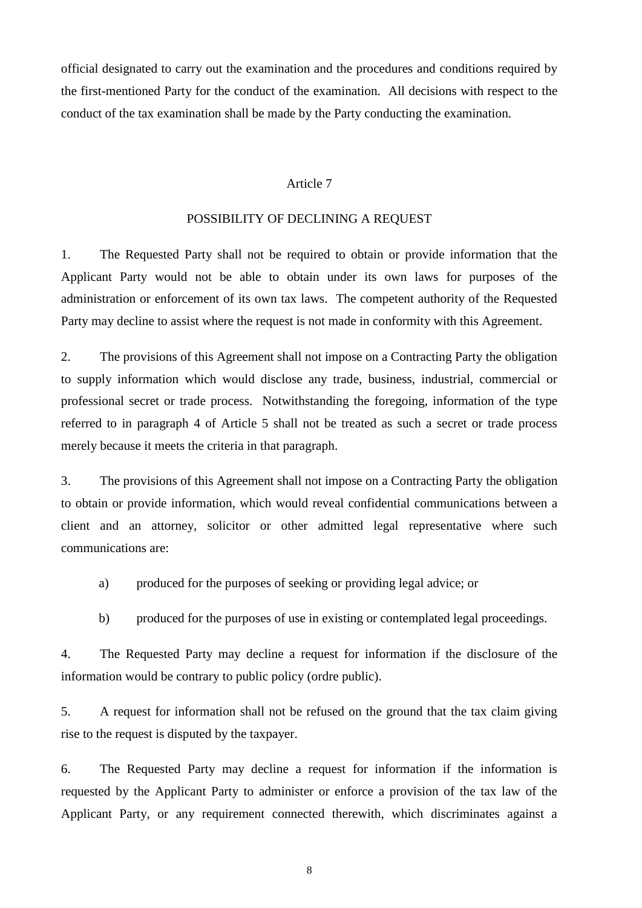official designated to carry out the examination and the procedures and conditions required by the first-mentioned Party for the conduct of the examination. All decisions with respect to the conduct of the tax examination shall be made by the Party conducting the examination.

## Article 7

## POSSIBILITY OF DECLINING A REQUEST

1. The Requested Party shall not be required to obtain or provide information that the Applicant Party would not be able to obtain under its own laws for purposes of the administration or enforcement of its own tax laws. The competent authority of the Requested Party may decline to assist where the request is not made in conformity with this Agreement.

2. The provisions of this Agreement shall not impose on a Contracting Party the obligation to supply information which would disclose any trade, business, industrial, commercial or professional secret or trade process. Notwithstanding the foregoing, information of the type referred to in paragraph 4 of Article 5 shall not be treated as such a secret or trade process merely because it meets the criteria in that paragraph.

3. The provisions of this Agreement shall not impose on a Contracting Party the obligation to obtain or provide information, which would reveal confidential communications between a client and an attorney, solicitor or other admitted legal representative where such communications are:

a) produced for the purposes of seeking or providing legal advice; or

b) produced for the purposes of use in existing or contemplated legal proceedings.

4. The Requested Party may decline a request for information if the disclosure of the information would be contrary to public policy (ordre public).

5. A request for information shall not be refused on the ground that the tax claim giving rise to the request is disputed by the taxpayer.

6. The Requested Party may decline a request for information if the information is requested by the Applicant Party to administer or enforce a provision of the tax law of the Applicant Party, or any requirement connected therewith, which discriminates against a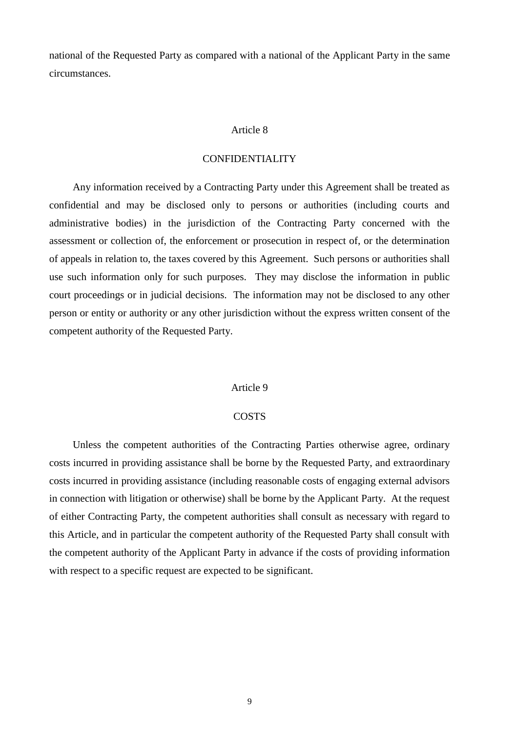national of the Requested Party as compared with a national of the Applicant Party in the same circumstances.

## Article 8

## CONFIDENTIALITY

Any information received by a Contracting Party under this Agreement shall be treated as confidential and may be disclosed only to persons or authorities (including courts and administrative bodies) in the jurisdiction of the Contracting Party concerned with the assessment or collection of, the enforcement or prosecution in respect of, or the determination of appeals in relation to, the taxes covered by this Agreement. Such persons or authorities shall use such information only for such purposes. They may disclose the information in public court proceedings or in judicial decisions. The information may not be disclosed to any other person or entity or authority or any other jurisdiction without the express written consent of the competent authority of the Requested Party.

## Article 9

## COSTS

Unless the competent authorities of the Contracting Parties otherwise agree, ordinary costs incurred in providing assistance shall be borne by the Requested Party, and extraordinary costs incurred in providing assistance (including reasonable costs of engaging external advisors in connection with litigation or otherwise) shall be borne by the Applicant Party. At the request of either Contracting Party, the competent authorities shall consult as necessary with regard to this Article, and in particular the competent authority of the Requested Party shall consult with the competent authority of the Applicant Party in advance if the costs of providing information with respect to a specific request are expected to be significant.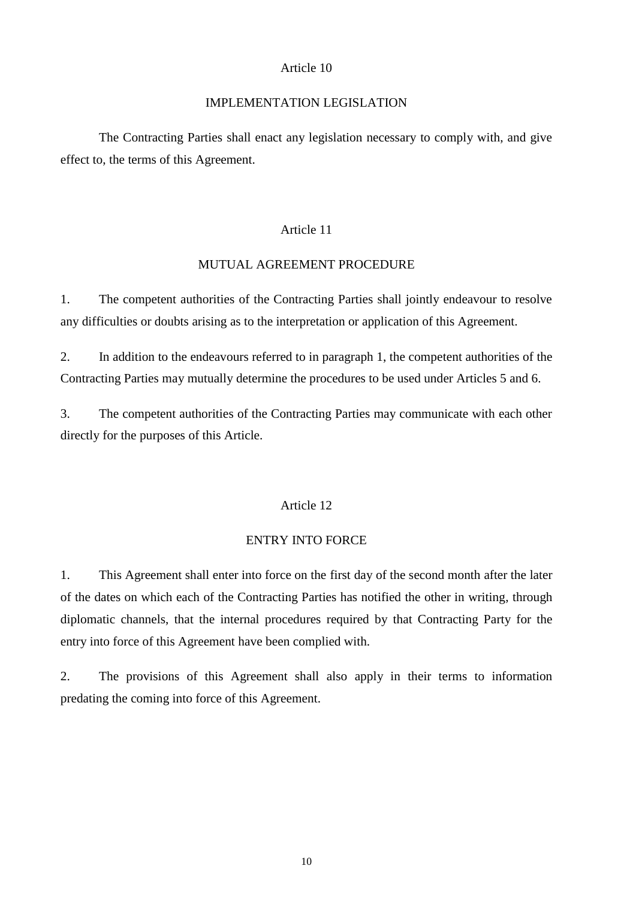## Article 10

## IMPLEMENTATION LEGISLATION

The Contracting Parties shall enact any legislation necessary to comply with, and give effect to, the terms of this Agreement.

## Article 11

## MUTUAL AGREEMENT PROCEDURE

1. The competent authorities of the Contracting Parties shall jointly endeavour to resolve any difficulties or doubts arising as to the interpretation or application of this Agreement.

2. In addition to the endeavours referred to in paragraph 1, the competent authorities of the Contracting Parties may mutually determine the procedures to be used under Articles 5 and 6.

3. The competent authorities of the Contracting Parties may communicate with each other directly for the purposes of this Article.

## Article 12

## ENTRY INTO FORCE

1. This Agreement shall enter into force on the first day of the second month after the later of the dates on which each of the Contracting Parties has notified the other in writing, through diplomatic channels, that the internal procedures required by that Contracting Party for the entry into force of this Agreement have been complied with.

2. The provisions of this Agreement shall also apply in their terms to information predating the coming into force of this Agreement.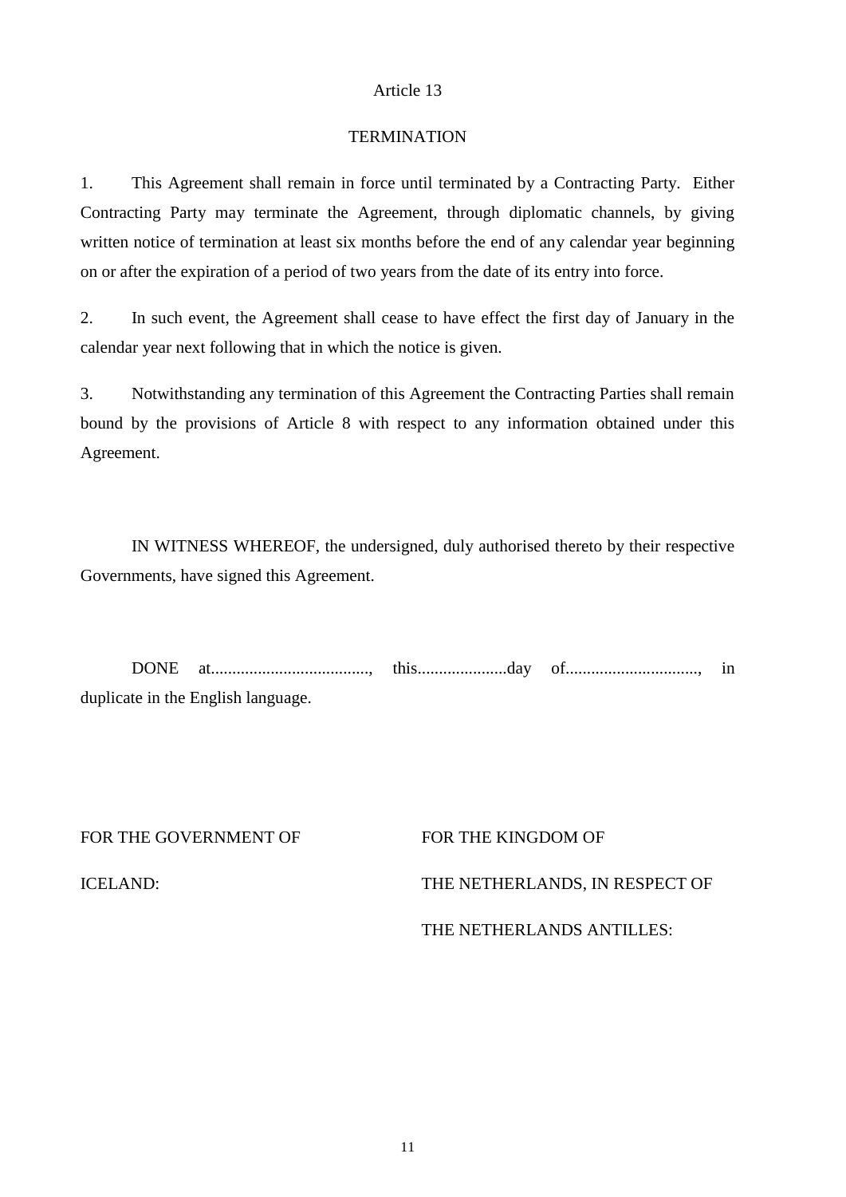Article 13

TERMINATION

1. This Agreement shall remain in force until terminated by a Contracting Party. Either Contracting Party may terminate the Agreement, through diplomatic channels, by giving written notice of termination at least six months before the end of any calendar year beginning on or after the expiration of a period of two years from the date of its entry into force.

2. In such event, the Agreement shall cease to have effect the first day of January in the calendar year next following that in which the notice is given.

3. Notwithstanding any termination of this Agreement the Contracting Parties shall remain bound by the provisions of Article 8 with respect to any information obtained under this Agreement.

IN WITNESS WHEREOF, the undersigned, duly authorised thereto by their respective Governments, have signed this Agreement.

DONE at....................................., this....................day of.............................., in duplicate in the English language.

FOR THE GOVERNMENT OF ICELAND:

FOR THE KINGDOM OF THE NETHERLANDS, IN RESPECT OF THE NETHERLANDS ANTILLES: